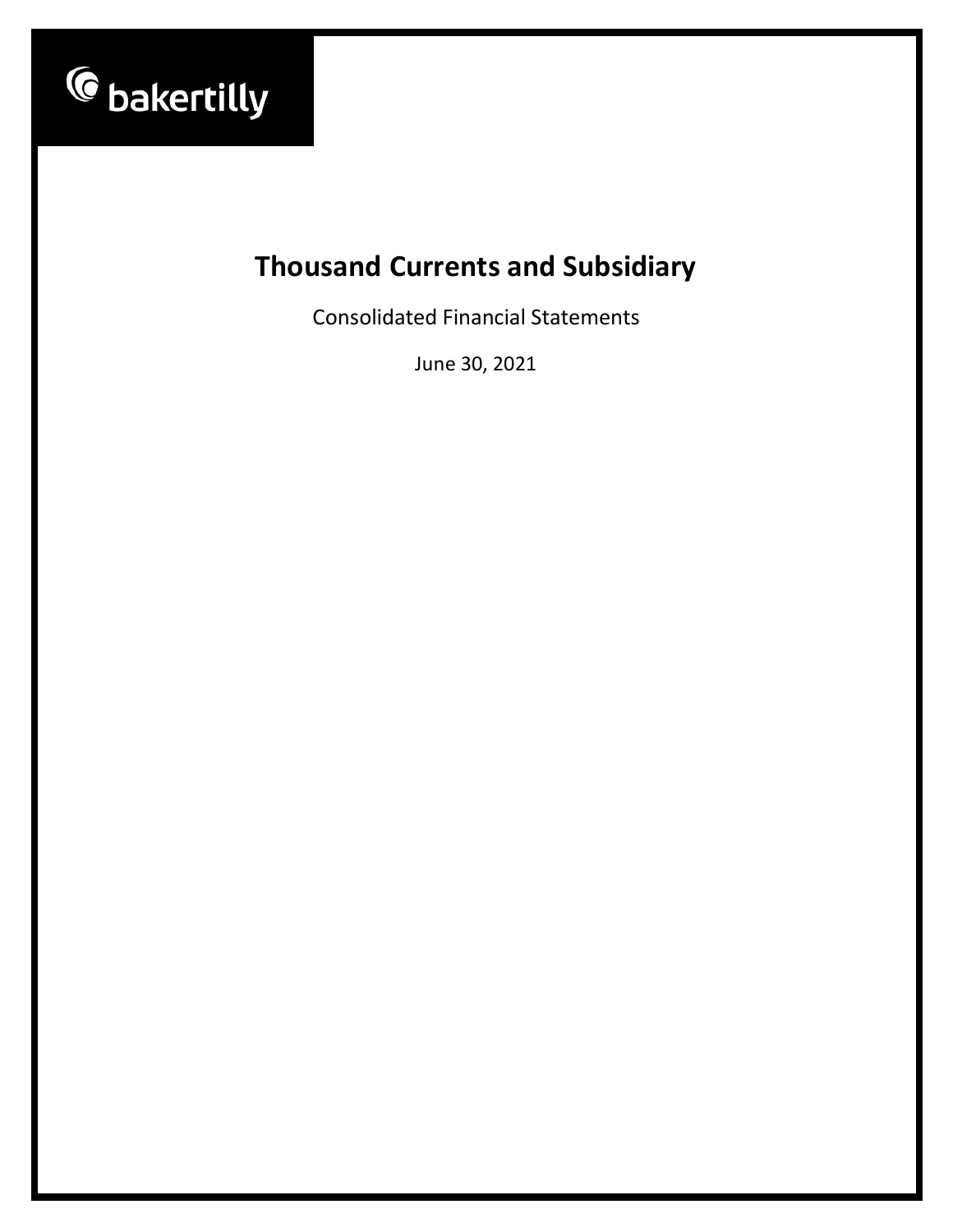bakertilly

# Thousand Currents and Subsidiary

Consolidated Financial Statements

June 30, 2021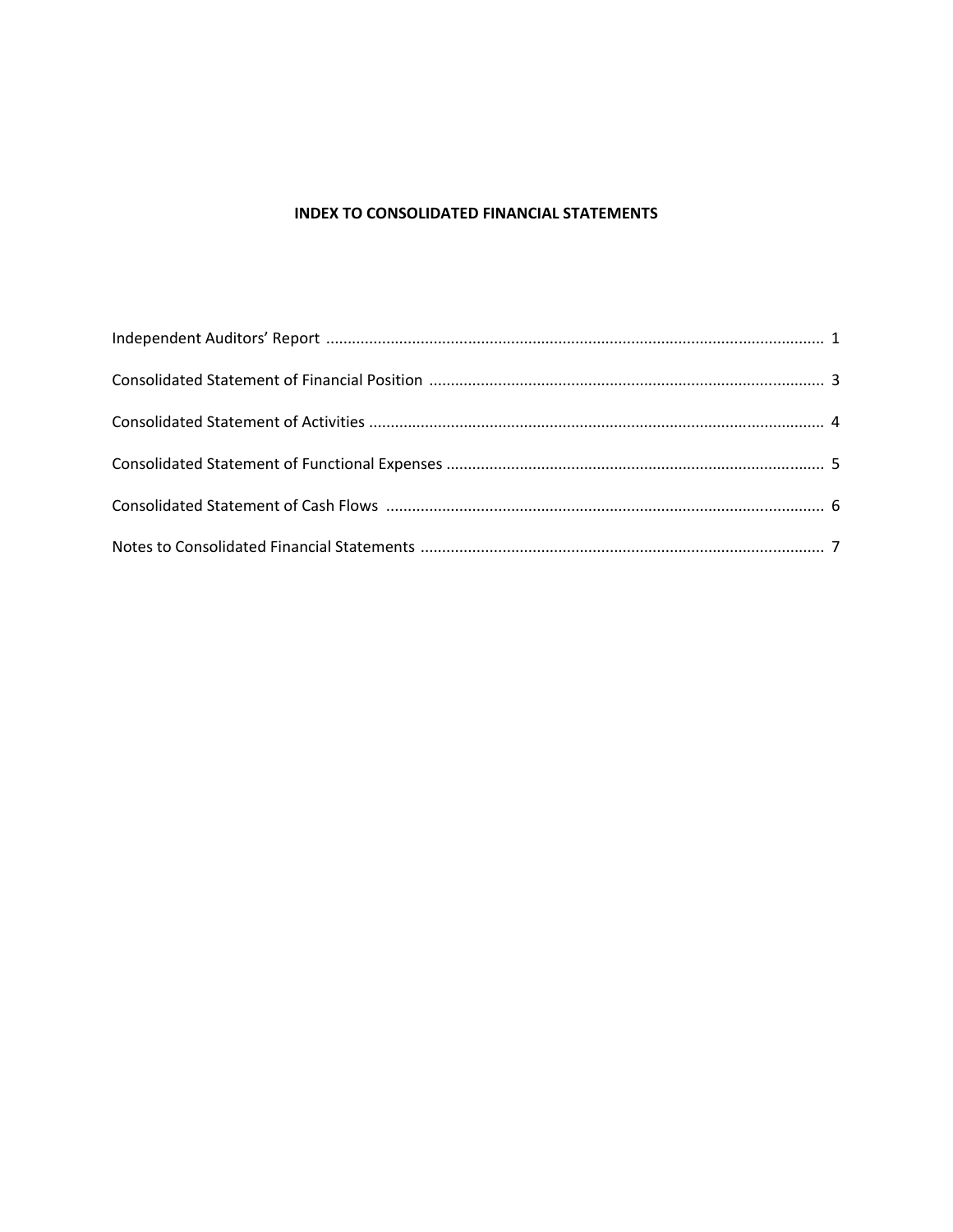# INDEX TO CONSOLIDATED FINANCIAL STATEMENTS

| | |
|---|---|
| Independent Auditors' Report | 1 |
| Consolidated Statement of Financial Position | 3 |
| Consolidated Statement of Activities | 4 |
| Consolidated Statement of Functional Expenses | 5 |
| Consolidated Statement of Cash Flows | 6 |
| Notes to Consolidated Financial Statements | 7 |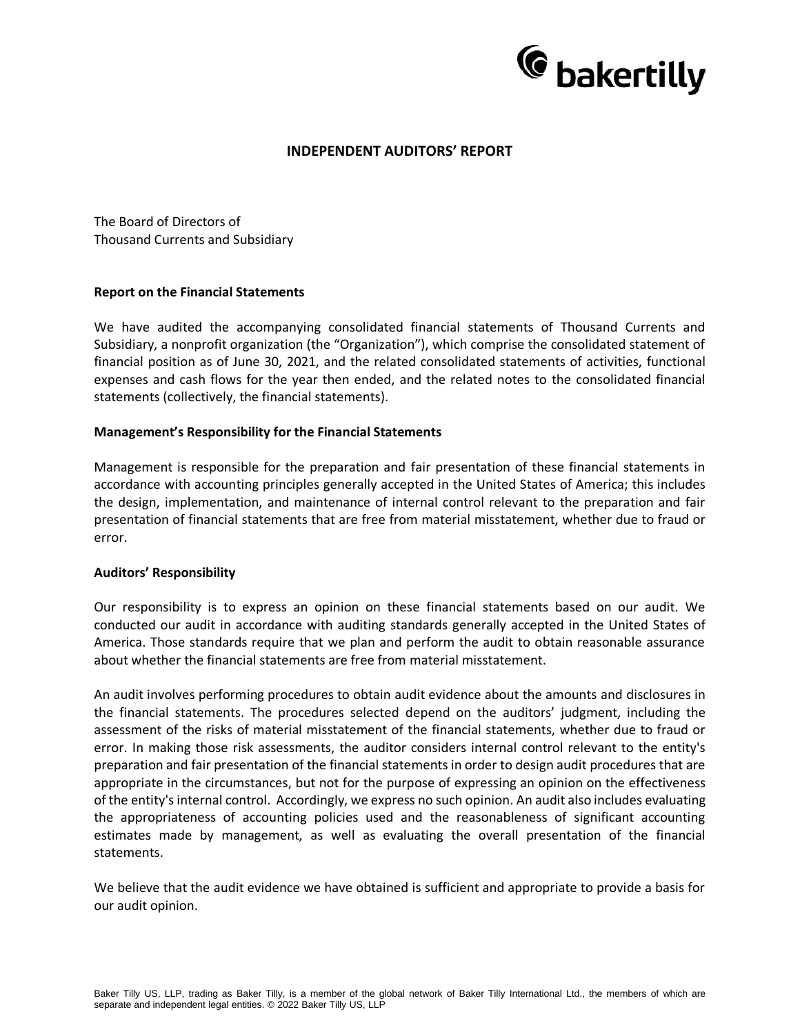## INDEPENDENT AUDITORS' REPORT

The Board of Directors of
Thousand Currents and Subsidiary

### Report on the Financial Statements

We have audited the accompanying consolidated financial statements of Thousand Currents and Subsidiary, a nonprofit organization (the "Organization"), which comprise the consolidated statement of financial position as of June 30, 2021, and the related consolidated statements of activities, functional expenses and cash flows for the year then ended, and the related notes to the consolidated financial statements (collectively, the financial statements).

### Management's Responsibility for the Financial Statements

Management is responsible for the preparation and fair presentation of these financial statements in accordance with accounting principles generally accepted in the United States of America; this includes the design, implementation, and maintenance of internal control relevant to the preparation and fair presentation of financial statements that are free from material misstatement, whether due to fraud or error.

### Auditors' Responsibility

Our responsibility is to express an opinion on these financial statements based on our audit. We conducted our audit in accordance with auditing standards generally accepted in the United States of America. Those standards require that we plan and perform the audit to obtain reasonable assurance about whether the financial statements are free from material misstatement.

An audit involves performing procedures to obtain audit evidence about the amounts and disclosures in the financial statements. The procedures selected depend on the auditors' judgment, including the assessment of the risks of material misstatement of the financial statements, whether due to fraud or error. In making those risk assessments, the auditor considers internal control relevant to the entity's preparation and fair presentation of the financial statements in order to design audit procedures that are appropriate in the circumstances, but not for the purpose of expressing an opinion on the effectiveness of the entity's internal control. Accordingly, we express no such opinion. An audit also includes evaluating the appropriateness of accounting policies used and the reasonableness of significant accounting estimates made by management, as well as evaluating the overall presentation of the financial statements.

We believe that the audit evidence we have obtained is sufficient and appropriate to provide a basis for our audit opinion.

Baker Tilly US, LLP, trading as Baker Tilly, is a member of the global network of Baker Tilly International Ltd., the members of which are separate and independent legal entities. © 2022 Baker Tilly US, LLP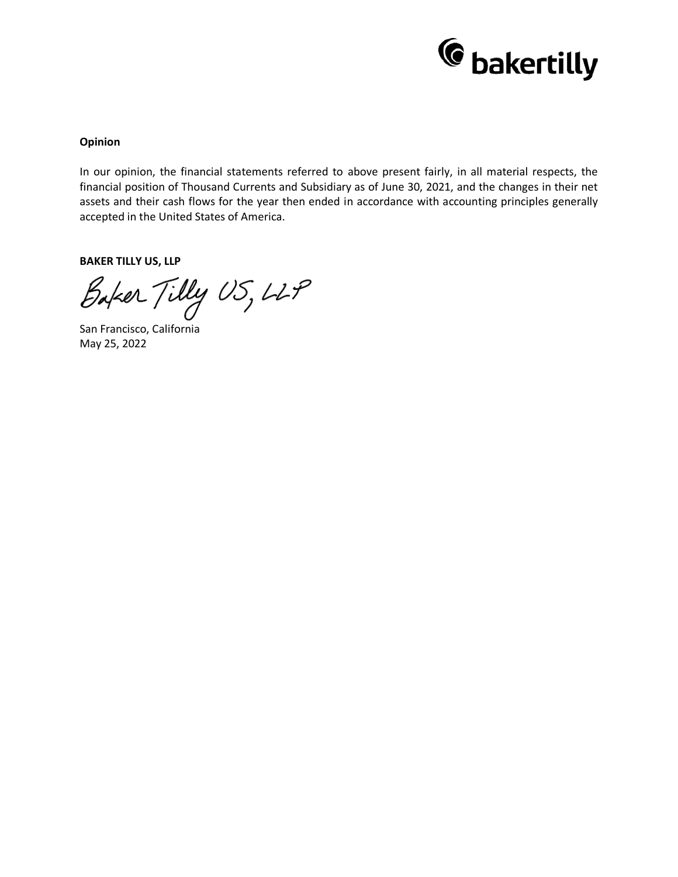**Opinion**

In our opinion, the financial statements referred to above present fairly, in all material respects, the financial position of Thousand Currents and Subsidiary as of June 30, 2021, and the changes in their net assets and their cash flows for the year then ended in accordance with accounting principles generally accepted in the United States of America.

**BAKER TILLY US, LLP**

Baker Tilly US, LLP

San Francisco, California
May 25, 2022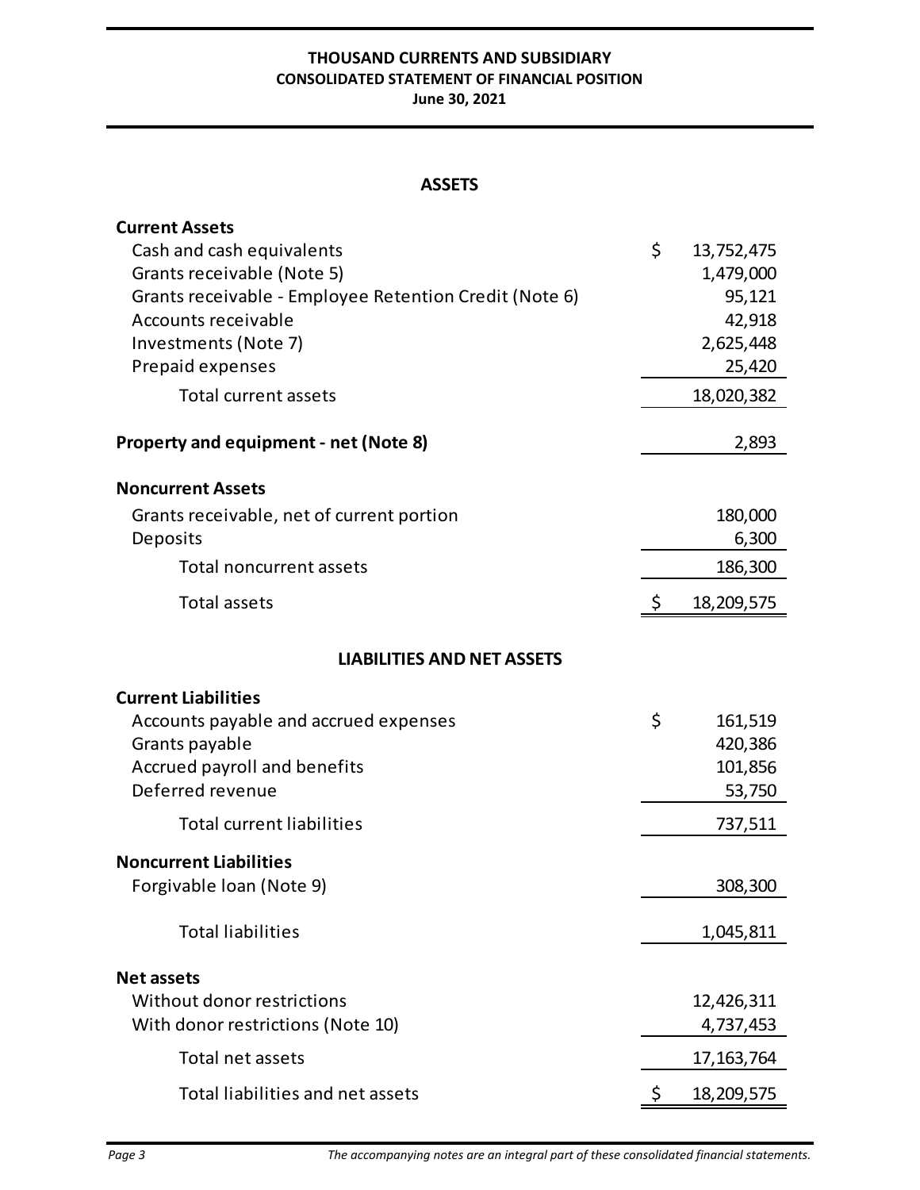# THOUSAND CURRENTS AND SUBSIDIARY
## CONSOLIDATED STATEMENT OF FINANCIAL POSITION
### June 30, 2021

**ASSETS**

| | |
|---|---|
| **Current Assets** | |
| Cash and cash equivalents | $ 13,752,475 |
| Grants receivable (Note 5) | 1,479,000 |
| Grants receivable - Employee Retention Credit (Note 6) | 95,121 |
| Accounts receivable | 42,918 |
| Investments (Note 7) | 2,625,448 |
| Prepaid expenses | 25,420 |
| Total current assets | 18,020,382 |
| **Property and equipment - net (Note 8)** | 2,893 |
| **Noncurrent Assets** | |
| Grants receivable, net of current portion | 180,000 |
| Deposits | 6,300 |
| Total noncurrent assets | 186,300 |
| Total assets | $ 18,209,575 |

**LIABILITIES AND NET ASSETS**

| | |
|---|---|
| **Current Liabilities** | |
| Accounts payable and accrued expenses | $ 161,519 |
| Grants payable | 420,386 |
| Accrued payroll and benefits | 101,856 |
| Deferred revenue | 53,750 |
| Total current liabilities | 737,511 |
| **Noncurrent Liabilities** | |
| Forgivable loan (Note 9) | 308,300 |
| Total liabilities | 1,045,811 |
| **Net assets** | |
| Without donor restrictions | 12,426,311 |
| With donor restrictions (Note 10) | 4,737,453 |
| Total net assets | 17,163,764 |
| Total liabilities and net assets | $ 18,209,575 |

*The accompanying notes are an integral part of these consolidated financial statements.*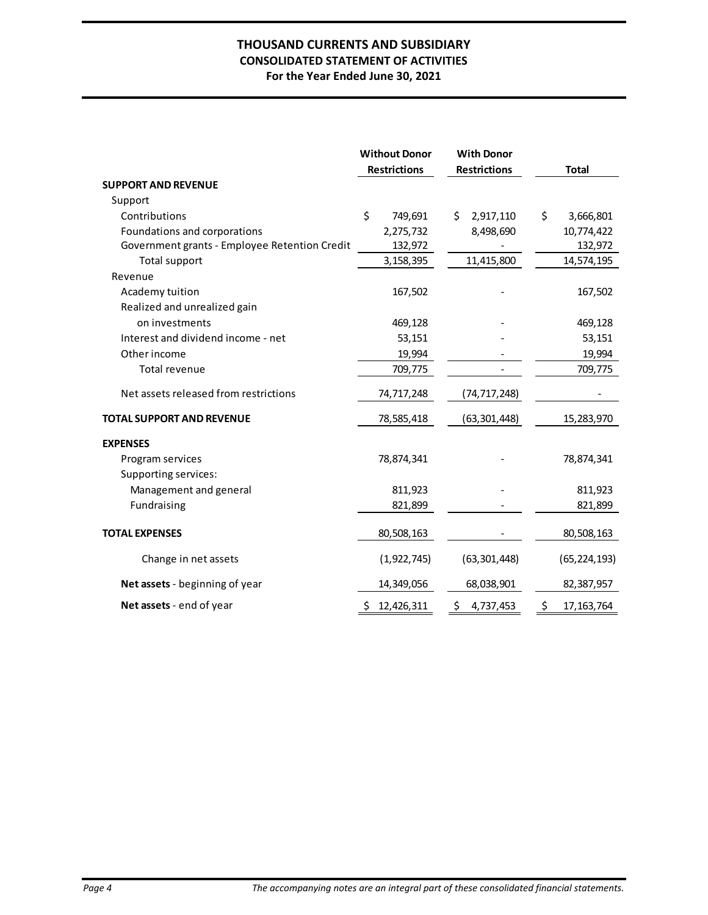# THOUSAND CURRENTS AND SUBSIDIARY
## CONSOLIDATED STATEMENT OF ACTIVITIES
### For the Year Ended June 30, 2021

| | Without Donor Restrictions | With Donor Restrictions | Total |
|---|---|---|---|
| **SUPPORT AND REVENUE** | | | |
| Support | | | |
| Contributions | $ 749,691 | $ 2,917,110 | $ 3,666,801 |
| Foundations and corporations | 2,275,732 | 8,498,690 | 10,774,422 |
| Government grants - Employee Retention Credit | 132,972 | - | 132,972 |
| Total support | 3,158,395 | 11,415,800 | 14,574,195 |
| Revenue | | | |
| Academy tuition | 167,502 | - | 167,502 |
| Realized and unrealized gain on investments | 469,128 | - | 469,128 |
| Interest and dividend income - net | 53,151 | - | 53,151 |
| Other income | 19,994 | - | 19,994 |
| Total revenue | 709,775 | - | 709,775 |
| Net assets released from restrictions | 74,717,248 | (74,717,248) | - |
| **TOTAL SUPPORT AND REVENUE** | 78,585,418 | (63,301,448) | 15,283,970 |
| **EXPENSES** | | | |
| Program services | 78,874,341 | - | 78,874,341 |
| Supporting services: | | | |
| Management and general | 811,923 | - | 811,923 |
| Fundraising | 821,899 | - | 821,899 |
| **TOTAL EXPENSES** | 80,508,163 | - | 80,508,163 |
| Change in net assets | (1,922,745) | (63,301,448) | (65,224,193) |
| **Net assets** - beginning of year | 14,349,056 | 68,038,901 | 82,387,957 |
| **Net assets** - end of year | $ 12,426,311 | $ 4,737,453 | $ 17,163,764 |

*The accompanying notes are an integral part of these consolidated financial statements.*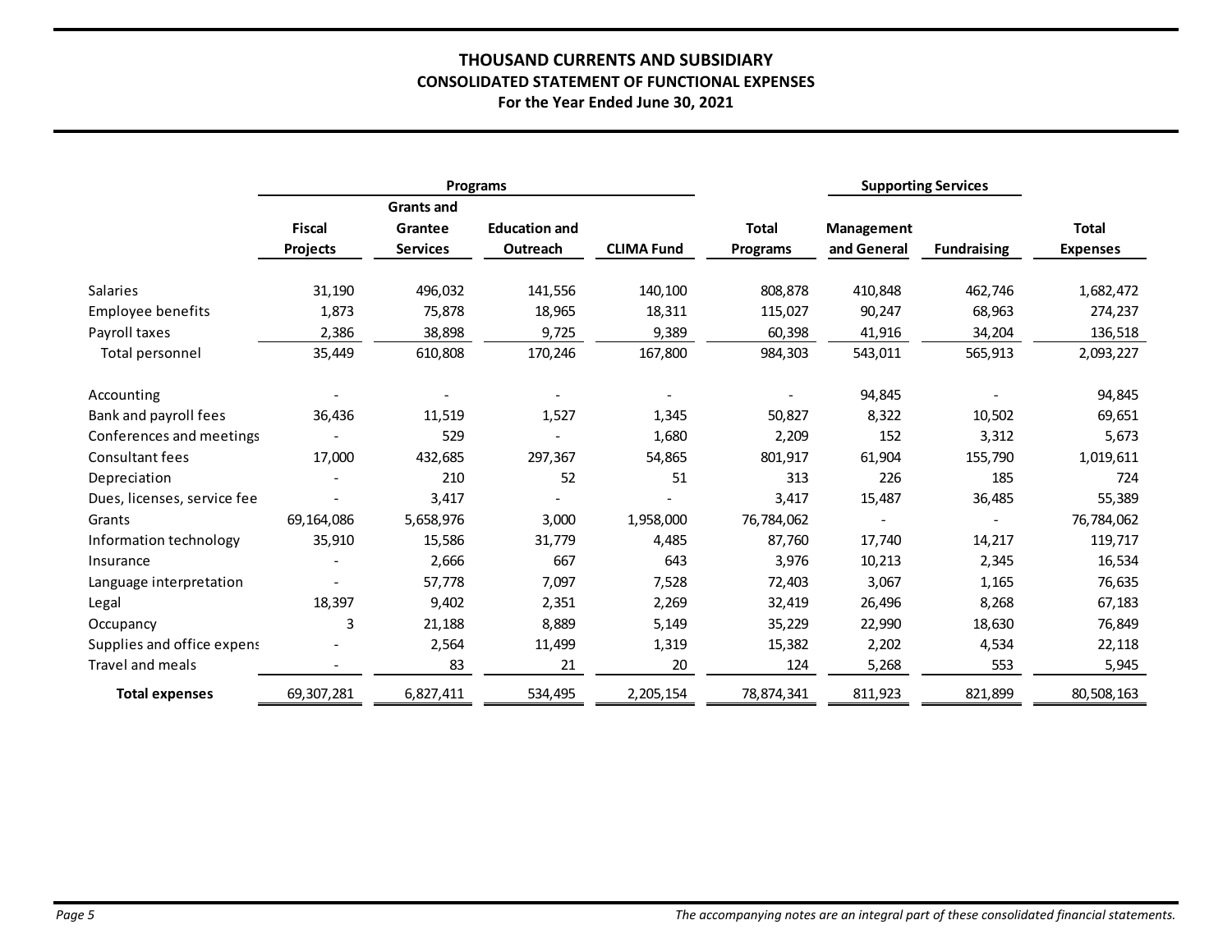# THOUSAND CURRENTS AND SUBSIDIARY

## CONSOLIDATED STATEMENT OF FUNCTIONAL EXPENSES

**For the Year Ended June 30, 2021**

| | Programs | | | | | Supporting Services | | |
|---|---|---|---|---|---|---|---|---|
| | Fiscal Projects | Grants and Grantee Services | Education and Outreach | CLIMA Fund | Total Programs | Management and General | Fundraising | Total Expenses |
| Salaries | 31,190 | 496,032 | 141,556 | 140,100 | 808,878 | 410,848 | 462,746 | 1,682,472 |
| Employee benefits | 1,873 | 75,878 | 18,965 | 18,311 | 115,027 | 90,247 | 68,963 | 274,237 |
| Payroll taxes | 2,386 | 38,898 | 9,725 | 9,389 | 60,398 | 41,916 | 34,204 | 136,518 |
| Total personnel | 35,449 | 610,808 | 170,246 | 167,800 | 984,303 | 543,011 | 565,913 | 2,093,227 |
| Accounting | - | - | - | - | - | 94,845 | - | 94,845 |
| Bank and payroll fees | 36,436 | 11,519 | 1,527 | 1,345 | 50,827 | 8,322 | 10,502 | 69,651 |
| Conferences and meetings | - | 529 | - | 1,680 | 2,209 | 152 | 3,312 | 5,673 |
| Consultant fees | 17,000 | 432,685 | 297,367 | 54,865 | 801,917 | 61,904 | 155,790 | 1,019,611 |
| Depreciation | - | 210 | 52 | 51 | 313 | 226 | 185 | 724 |
| Dues, licenses, service fee | - | 3,417 | - | - | 3,417 | 15,487 | 36,485 | 55,389 |
| Grants | 69,164,086 | 5,658,976 | 3,000 | 1,958,000 | 76,784,062 | - | - | 76,784,062 |
| Information technology | 35,910 | 15,586 | 31,779 | 4,485 | 87,760 | 17,740 | 14,217 | 119,717 |
| Insurance | - | 2,666 | 667 | 643 | 3,976 | 10,213 | 2,345 | 16,534 |
| Language interpretation | - | 57,778 | 7,097 | 7,528 | 72,403 | 3,067 | 1,165 | 76,635 |
| Legal | 18,397 | 9,402 | 2,351 | 2,269 | 32,419 | 26,496 | 8,268 | 67,183 |
| Occupancy | 3 | 21,188 | 8,889 | 5,149 | 35,229 | 22,990 | 18,630 | 76,849 |
| Supplies and office expens | - | 2,564 | 11,499 | 1,319 | 15,382 | 2,202 | 4,534 | 22,118 |
| Travel and meals | - | 83 | 21 | 20 | 124 | 5,268 | 553 | 5,945 |
| **Total expenses** | 69,307,281 | 6,827,411 | 534,495 | 2,205,154 | 78,874,341 | 811,923 | 821,899 | 80,508,163 |

*The accompanying notes are an integral part of these consolidated financial statements.*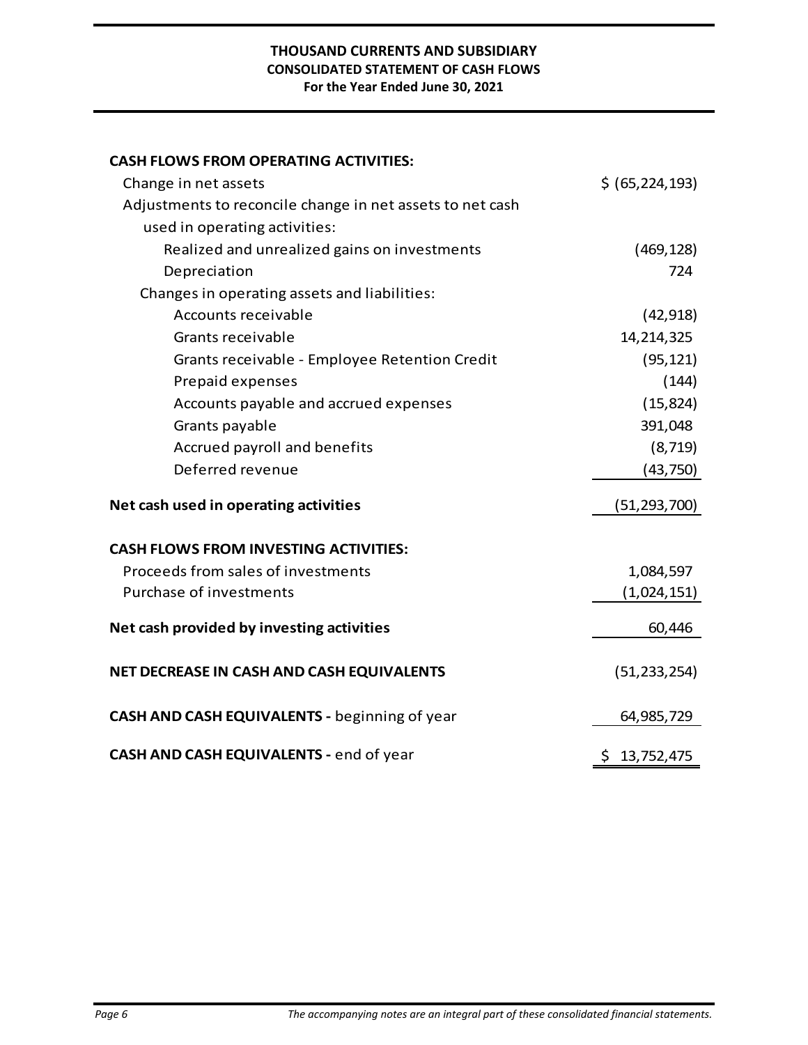# THOUSAND CURRENTS AND SUBSIDIARY
## CONSOLIDATED STATEMENT OF CASH FLOWS
### For the Year Ended June 30, 2021

| | |
|---|---|
| **CASH FLOWS FROM OPERATING ACTIVITIES:** | |
| Change in net assets | $ (65,224,193) |
| Adjustments to reconcile change in net assets to net cash used in operating activities: | |
| Realized and unrealized gains on investments | (469,128) |
| Depreciation | 724 |
| Changes in operating assets and liabilities: | |
| Accounts receivable | (42,918) |
| Grants receivable | 14,214,325 |
| Grants receivable - Employee Retention Credit | (95,121) |
| Prepaid expenses | (144) |
| Accounts payable and accrued expenses | (15,824) |
| Grants payable | 391,048 |
| Accrued payroll and benefits | (8,719) |
| Deferred revenue | (43,750) |
| **Net cash used in operating activities** | (51,293,700) |
| **CASH FLOWS FROM INVESTING ACTIVITIES:** | |
| Proceeds from sales of investments | 1,084,597 |
| Purchase of investments | (1,024,151) |
| **Net cash provided by investing activities** | 60,446 |
| **NET DECREASE IN CASH AND CASH EQUIVALENTS** | (51,233,254) |
| **CASH AND CASH EQUIVALENTS -** beginning of year | 64,985,729 |
| **CASH AND CASH EQUIVALENTS -** end of year | $ 13,752,475 |

*The accompanying notes are an integral part of these consolidated financial statements.*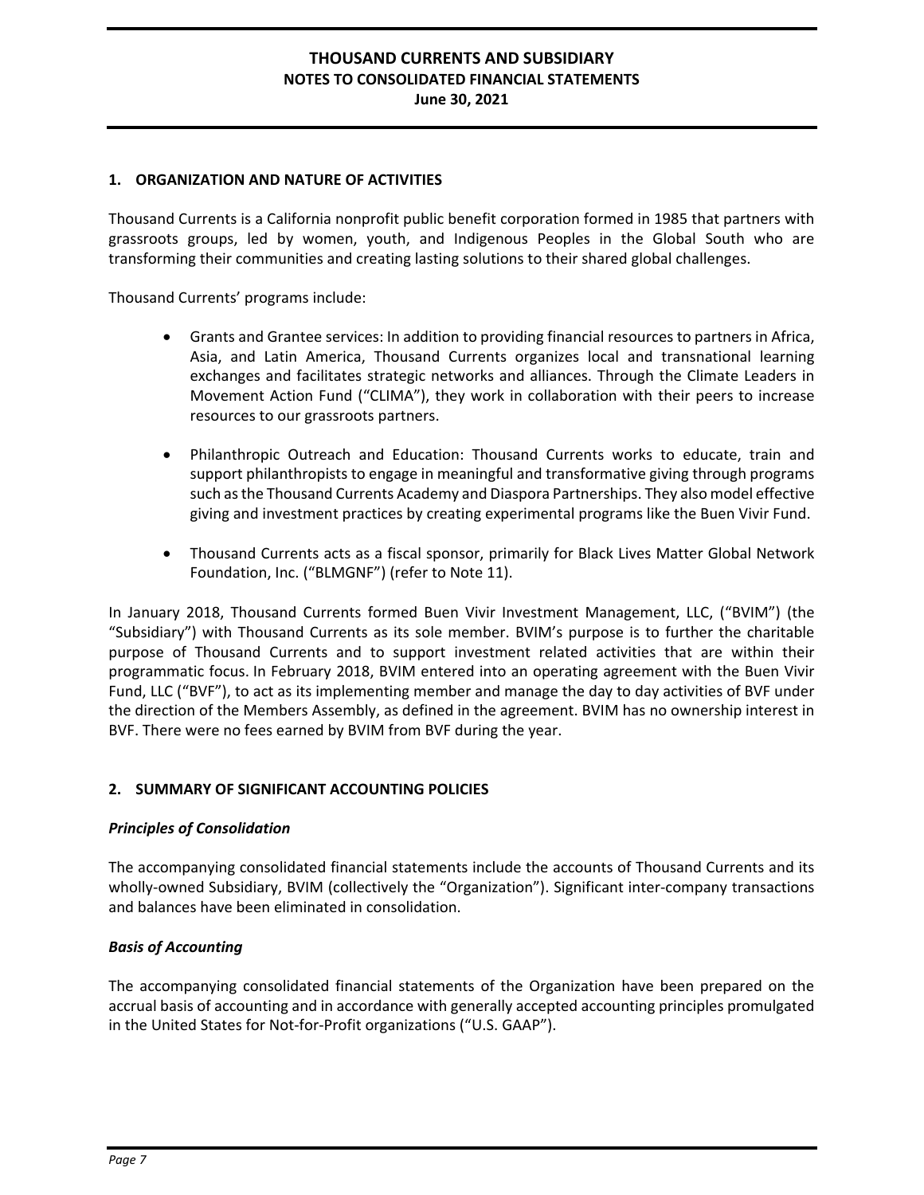## 1. ORGANIZATION AND NATURE OF ACTIVITIES

Thousand Currents is a California nonprofit public benefit corporation formed in 1985 that partners with grassroots groups, led by women, youth, and Indigenous Peoples in the Global South who are transforming their communities and creating lasting solutions to their shared global challenges.

Thousand Currents' programs include:

- Grants and Grantee services: In addition to providing financial resources to partners in Africa, Asia, and Latin America, Thousand Currents organizes local and transnational learning exchanges and facilitates strategic networks and alliances. Through the Climate Leaders in Movement Action Fund ("CLIMA"), they work in collaboration with their peers to increase resources to our grassroots partners.

- Philanthropic Outreach and Education: Thousand Currents works to educate, train and support philanthropists to engage in meaningful and transformative giving through programs such as the Thousand Currents Academy and Diaspora Partnerships. They also model effective giving and investment practices by creating experimental programs like the Buen Vivir Fund.

- Thousand Currents acts as a fiscal sponsor, primarily for Black Lives Matter Global Network Foundation, Inc. ("BLMGNF") (refer to Note 11).

In January 2018, Thousand Currents formed Buen Vivir Investment Management, LLC, ("BVIM") (the "Subsidiary") with Thousand Currents as its sole member. BVIM's purpose is to further the charitable purpose of Thousand Currents and to support investment related activities that are within their programmatic focus. In February 2018, BVIM entered into an operating agreement with the Buen Vivir Fund, LLC ("BVF"), to act as its implementing member and manage the day to day activities of BVF under the direction of the Members Assembly, as defined in the agreement. BVIM has no ownership interest in BVF. There were no fees earned by BVIM from BVF during the year.

## 2. SUMMARY OF SIGNIFICANT ACCOUNTING POLICIES

### *Principles of Consolidation*

The accompanying consolidated financial statements include the accounts of Thousand Currents and its wholly-owned Subsidiary, BVIM (collectively the "Organization"). Significant inter-company transactions and balances have been eliminated in consolidation.

### *Basis of Accounting*

The accompanying consolidated financial statements of the Organization have been prepared on the accrual basis of accounting and in accordance with generally accepted accounting principles promulgated in the United States for Not-for-Profit organizations ("U.S. GAAP").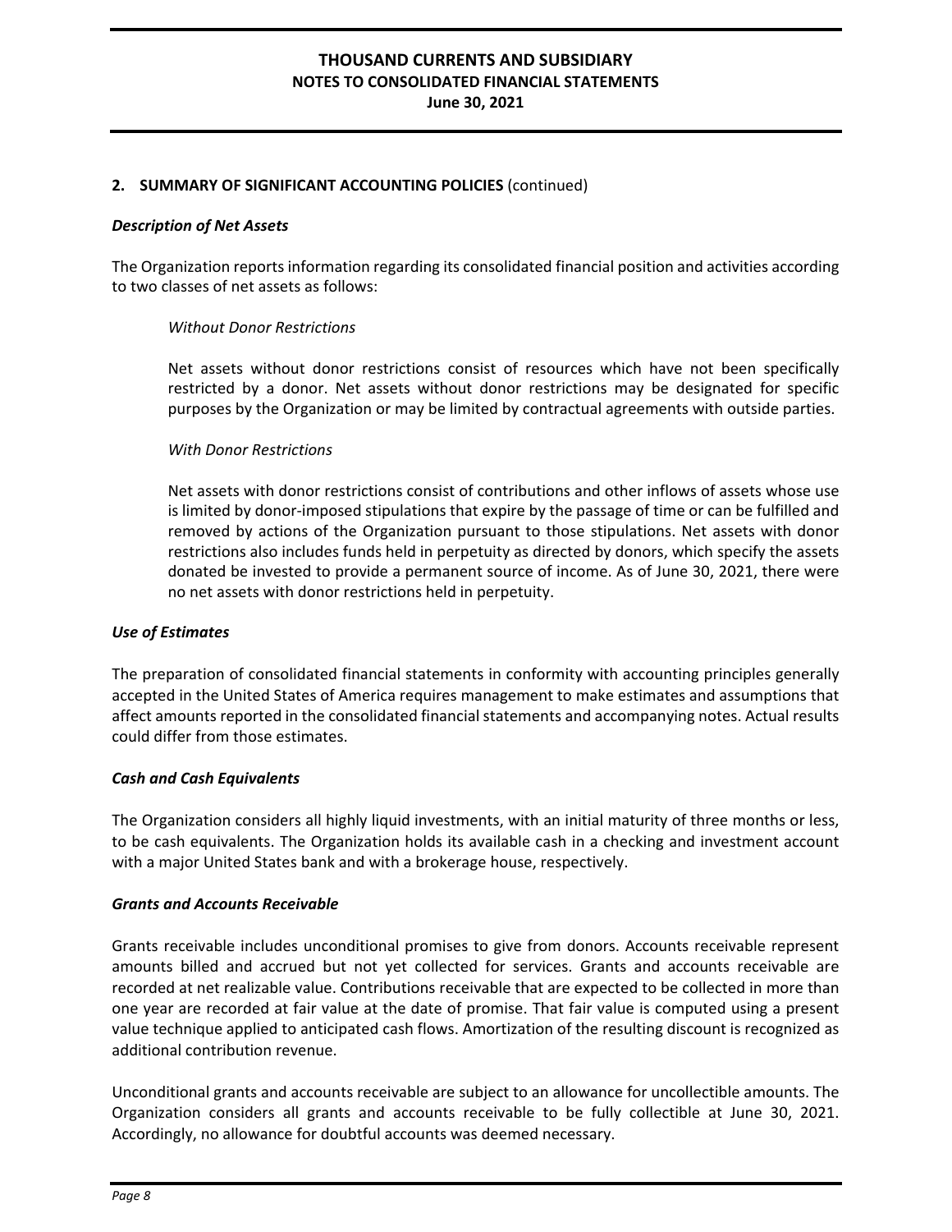## 2. SUMMARY OF SIGNIFICANT ACCOUNTING POLICIES (continued)

### *Description of Net Assets*

The Organization reports information regarding its consolidated financial position and activities according to two classes of net assets as follows:

*Without Donor Restrictions*

Net assets without donor restrictions consist of resources which have not been specifically restricted by a donor. Net assets without donor restrictions may be designated for specific purposes by the Organization or may be limited by contractual agreements with outside parties.

*With Donor Restrictions*

Net assets with donor restrictions consist of contributions and other inflows of assets whose use is limited by donor-imposed stipulations that expire by the passage of time or can be fulfilled and removed by actions of the Organization pursuant to those stipulations. Net assets with donor restrictions also includes funds held in perpetuity as directed by donors, which specify the assets donated be invested to provide a permanent source of income. As of June 30, 2021, there were no net assets with donor restrictions held in perpetuity.

### *Use of Estimates*

The preparation of consolidated financial statements in conformity with accounting principles generally accepted in the United States of America requires management to make estimates and assumptions that affect amounts reported in the consolidated financial statements and accompanying notes. Actual results could differ from those estimates.

### *Cash and Cash Equivalents*

The Organization considers all highly liquid investments, with an initial maturity of three months or less, to be cash equivalents. The Organization holds its available cash in a checking and investment account with a major United States bank and with a brokerage house, respectively.

### *Grants and Accounts Receivable*

Grants receivable includes unconditional promises to give from donors. Accounts receivable represent amounts billed and accrued but not yet collected for services. Grants and accounts receivable are recorded at net realizable value. Contributions receivable that are expected to be collected in more than one year are recorded at fair value at the date of promise. That fair value is computed using a present value technique applied to anticipated cash flows. Amortization of the resulting discount is recognized as additional contribution revenue.

Unconditional grants and accounts receivable are subject to an allowance for uncollectible amounts. The Organization considers all grants and accounts receivable to be fully collectible at June 30, 2021. Accordingly, no allowance for doubtful accounts was deemed necessary.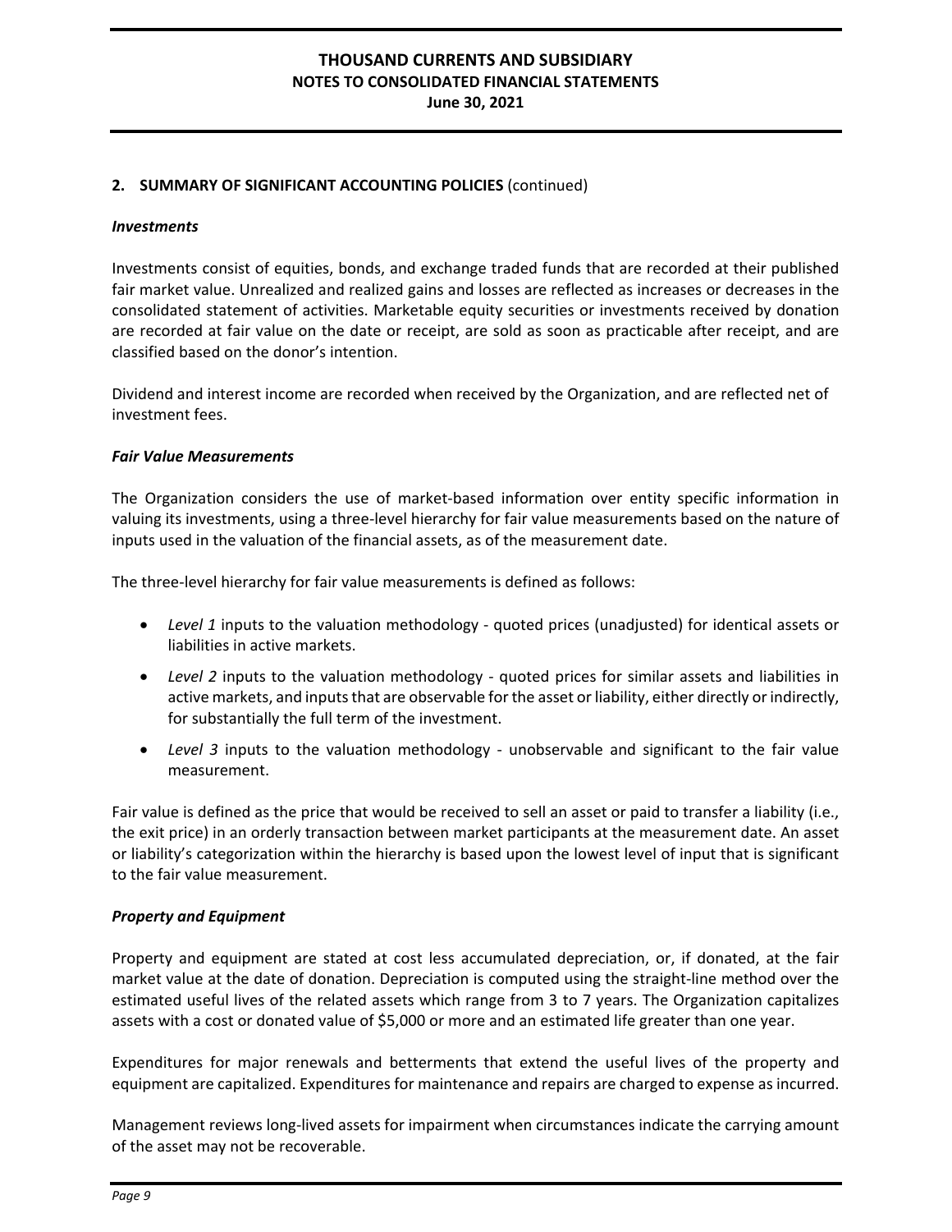## 2. SUMMARY OF SIGNIFICANT ACCOUNTING POLICIES (continued)

### *Investments*

Investments consist of equities, bonds, and exchange traded funds that are recorded at their published fair market value. Unrealized and realized gains and losses are reflected as increases or decreases in the consolidated statement of activities. Marketable equity securities or investments received by donation are recorded at fair value on the date or receipt, are sold as soon as practicable after receipt, and are classified based on the donor's intention.

Dividend and interest income are recorded when received by the Organization, and are reflected net of investment fees.

### *Fair Value Measurements*

The Organization considers the use of market-based information over entity specific information in valuing its investments, using a three-level hierarchy for fair value measurements based on the nature of inputs used in the valuation of the financial assets, as of the measurement date.

The three-level hierarchy for fair value measurements is defined as follows:

- *Level 1* inputs to the valuation methodology - quoted prices (unadjusted) for identical assets or liabilities in active markets.
- *Level 2* inputs to the valuation methodology - quoted prices for similar assets and liabilities in active markets, and inputs that are observable for the asset or liability, either directly or indirectly, for substantially the full term of the investment.
- *Level 3* inputs to the valuation methodology - unobservable and significant to the fair value measurement.

Fair value is defined as the price that would be received to sell an asset or paid to transfer a liability (i.e., the exit price) in an orderly transaction between market participants at the measurement date. An asset or liability's categorization within the hierarchy is based upon the lowest level of input that is significant to the fair value measurement.

### *Property and Equipment*

Property and equipment are stated at cost less accumulated depreciation, or, if donated, at the fair market value at the date of donation. Depreciation is computed using the straight-line method over the estimated useful lives of the related assets which range from 3 to 7 years. The Organization capitalizes assets with a cost or donated value of $5,000 or more and an estimated life greater than one year.

Expenditures for major renewals and betterments that extend the useful lives of the property and equipment are capitalized. Expenditures for maintenance and repairs are charged to expense as incurred.

Management reviews long-lived assets for impairment when circumstances indicate the carrying amount of the asset may not be recoverable.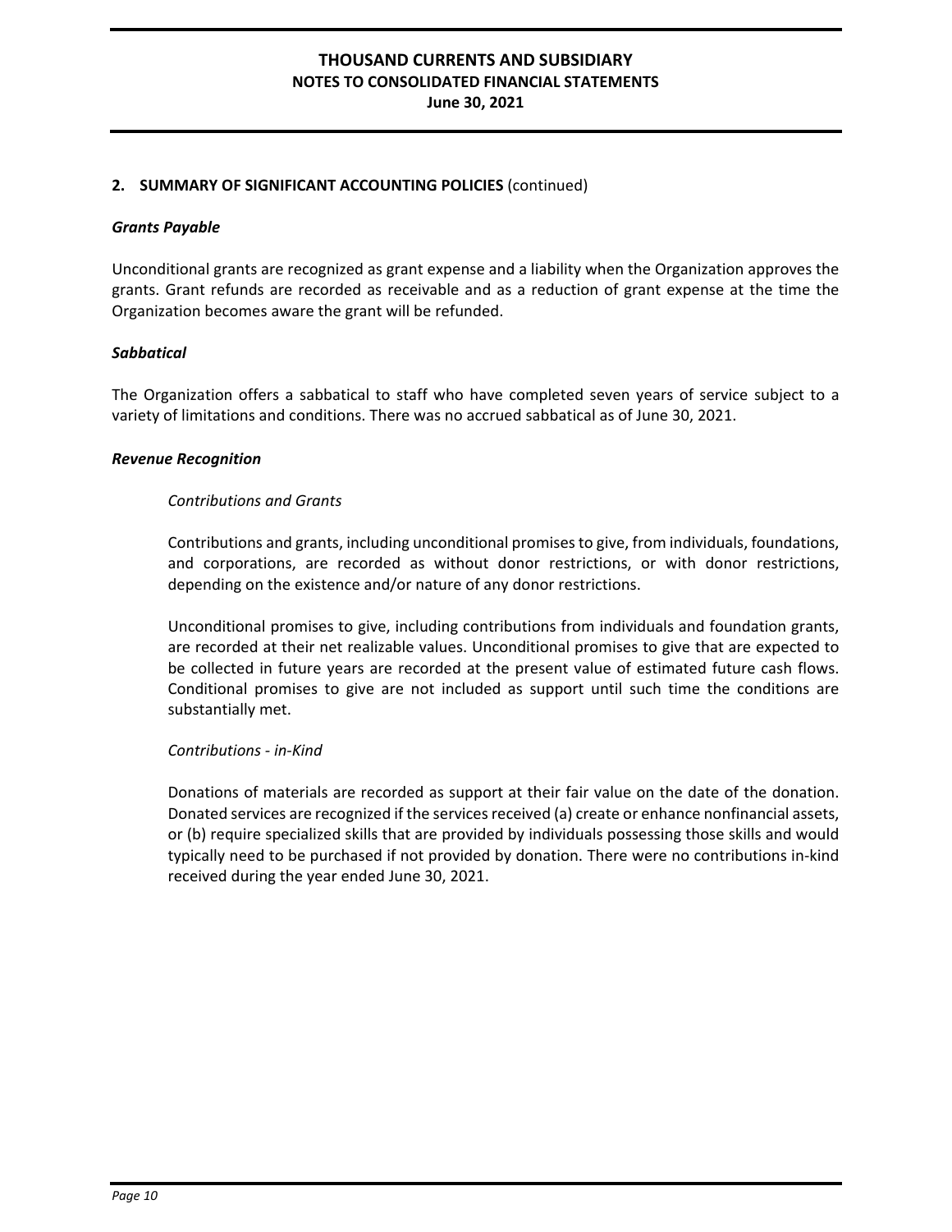## 2. SUMMARY OF SIGNIFICANT ACCOUNTING POLICIES (continued)

### *Grants Payable*

Unconditional grants are recognized as grant expense and a liability when the Organization approves the grants. Grant refunds are recorded as receivable and as a reduction of grant expense at the time the Organization becomes aware the grant will be refunded.

### *Sabbatical*

The Organization offers a sabbatical to staff who have completed seven years of service subject to a variety of limitations and conditions. There was no accrued sabbatical as of June 30, 2021.

### *Revenue Recognition*

*Contributions and Grants*

Contributions and grants, including unconditional promises to give, from individuals, foundations, and corporations, are recorded as without donor restrictions, or with donor restrictions, depending on the existence and/or nature of any donor restrictions.

Unconditional promises to give, including contributions from individuals and foundation grants, are recorded at their net realizable values. Unconditional promises to give that are expected to be collected in future years are recorded at the present value of estimated future cash flows. Conditional promises to give are not included as support until such time the conditions are substantially met.

*Contributions - in-Kind*

Donations of materials are recorded as support at their fair value on the date of the donation. Donated services are recognized if the services received (a) create or enhance nonfinancial assets, or (b) require specialized skills that are provided by individuals possessing those skills and would typically need to be purchased if not provided by donation. There were no contributions in-kind received during the year ended June 30, 2021.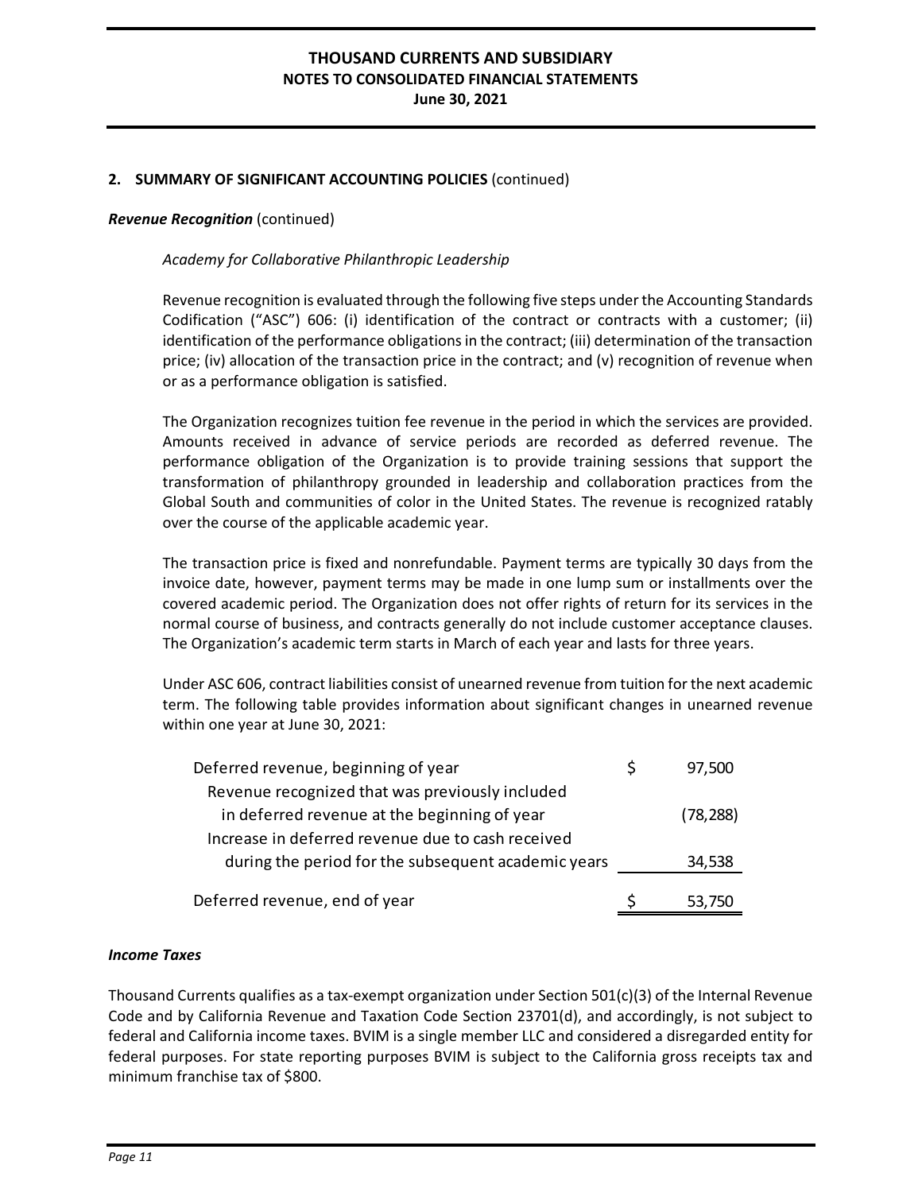## 2. SUMMARY OF SIGNIFICANT ACCOUNTING POLICIES (continued)

***Revenue Recognition*** (continued)

*Academy for Collaborative Philanthropic Leadership*

Revenue recognition is evaluated through the following five steps under the Accounting Standards Codification ("ASC") 606: (i) identification of the contract or contracts with a customer; (ii) identification of the performance obligations in the contract; (iii) determination of the transaction price; (iv) allocation of the transaction price in the contract; and (v) recognition of revenue when or as a performance obligation is satisfied.

The Organization recognizes tuition fee revenue in the period in which the services are provided. Amounts received in advance of service periods are recorded as deferred revenue. The performance obligation of the Organization is to provide training sessions that support the transformation of philanthropy grounded in leadership and collaboration practices from the Global South and communities of color in the United States. The revenue is recognized ratably over the course of the applicable academic year.

The transaction price is fixed and nonrefundable. Payment terms are typically 30 days from the invoice date, however, payment terms may be made in one lump sum or installments over the covered academic period. The Organization does not offer rights of return for its services in the normal course of business, and contracts generally do not include customer acceptance clauses. The Organization's academic term starts in March of each year and lasts for three years.

Under ASC 606, contract liabilities consist of unearned revenue from tuition for the next academic term. The following table provides information about significant changes in unearned revenue within one year at June 30, 2021:

| | |
|---|---|
| Deferred revenue, beginning of year | $ 97,500 |
| Revenue recognized that was previously included in deferred revenue at the beginning of year | (78,288) |
| Increase in deferred revenue due to cash received during the period for the subsequent academic years | 34,538 |
| Deferred revenue, end of year | $ 53,750 |

***Income Taxes***

Thousand Currents qualifies as a tax-exempt organization under Section 501(c)(3) of the Internal Revenue Code and by California Revenue and Taxation Code Section 23701(d), and accordingly, is not subject to federal and California income taxes. BVIM is a single member LLC and considered a disregarded entity for federal purposes. For state reporting purposes BVIM is subject to the California gross receipts tax and minimum franchise tax of $800.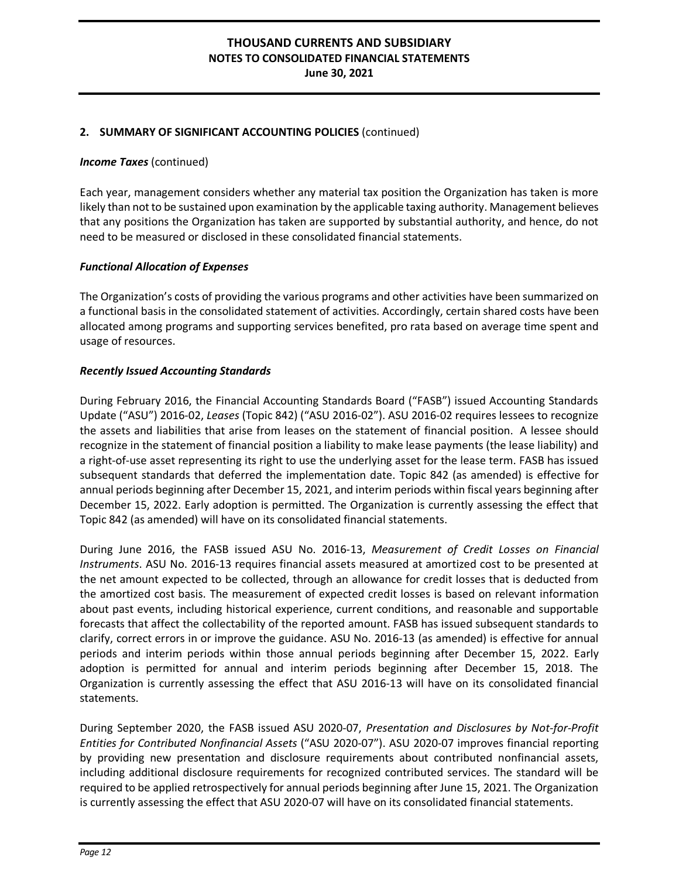## 2. SUMMARY OF SIGNIFICANT ACCOUNTING POLICIES (continued)

***Income Taxes*** (continued)

Each year, management considers whether any material tax position the Organization has taken is more likely than not to be sustained upon examination by the applicable taxing authority. Management believes that any positions the Organization has taken are supported by substantial authority, and hence, do not need to be measured or disclosed in these consolidated financial statements.

***Functional Allocation of Expenses***

The Organization's costs of providing the various programs and other activities have been summarized on a functional basis in the consolidated statement of activities. Accordingly, certain shared costs have been allocated among programs and supporting services benefited, pro rata based on average time spent and usage of resources.

***Recently Issued Accounting Standards***

During February 2016, the Financial Accounting Standards Board ("FASB") issued Accounting Standards Update ("ASU") 2016-02, *Leases* (Topic 842) ("ASU 2016-02"). ASU 2016-02 requires lessees to recognize the assets and liabilities that arise from leases on the statement of financial position. A lessee should recognize in the statement of financial position a liability to make lease payments (the lease liability) and a right-of-use asset representing its right to use the underlying asset for the lease term. FASB has issued subsequent standards that deferred the implementation date. Topic 842 (as amended) is effective for annual periods beginning after December 15, 2021, and interim periods within fiscal years beginning after December 15, 2022. Early adoption is permitted. The Organization is currently assessing the effect that Topic 842 (as amended) will have on its consolidated financial statements.

During June 2016, the FASB issued ASU No. 2016-13, *Measurement of Credit Losses on Financial Instruments*. ASU No. 2016-13 requires financial assets measured at amortized cost to be presented at the net amount expected to be collected, through an allowance for credit losses that is deducted from the amortized cost basis. The measurement of expected credit losses is based on relevant information about past events, including historical experience, current conditions, and reasonable and supportable forecasts that affect the collectability of the reported amount. FASB has issued subsequent standards to clarify, correct errors in or improve the guidance. ASU No. 2016-13 (as amended) is effective for annual periods and interim periods within those annual periods beginning after December 15, 2022. Early adoption is permitted for annual and interim periods beginning after December 15, 2018. The Organization is currently assessing the effect that ASU 2016-13 will have on its consolidated financial statements.

During September 2020, the FASB issued ASU 2020-07, *Presentation and Disclosures by Not-for-Profit Entities for Contributed Nonfinancial Assets* ("ASU 2020-07"). ASU 2020-07 improves financial reporting by providing new presentation and disclosure requirements about contributed nonfinancial assets, including additional disclosure requirements for recognized contributed services. The standard will be required to be applied retrospectively for annual periods beginning after June 15, 2021. The Organization is currently assessing the effect that ASU 2020-07 will have on its consolidated financial statements.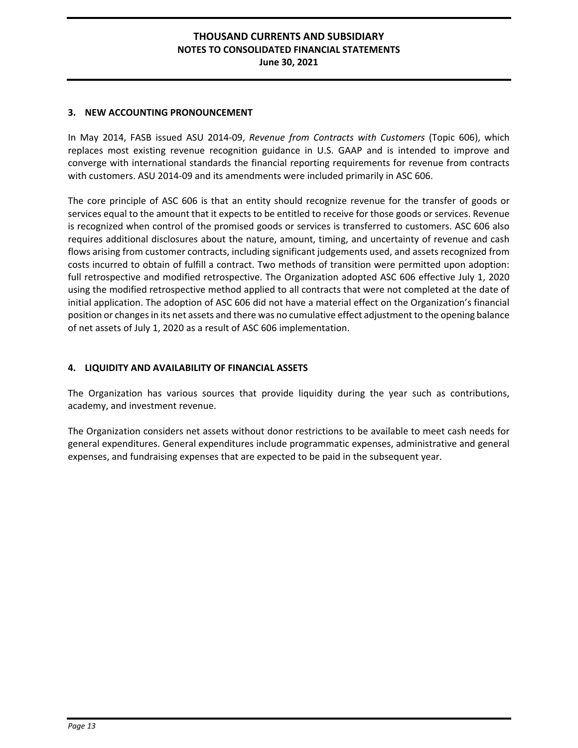## 3. NEW ACCOUNTING PRONOUNCEMENT

In May 2014, FASB issued ASU 2014-09, *Revenue from Contracts with Customers* (Topic 606), which replaces most existing revenue recognition guidance in U.S. GAAP and is intended to improve and converge with international standards the financial reporting requirements for revenue from contracts with customers. ASU 2014-09 and its amendments were included primarily in ASC 606.

The core principle of ASC 606 is that an entity should recognize revenue for the transfer of goods or services equal to the amount that it expects to be entitled to receive for those goods or services. Revenue is recognized when control of the promised goods or services is transferred to customers. ASC 606 also requires additional disclosures about the nature, amount, timing, and uncertainty of revenue and cash flows arising from customer contracts, including significant judgements used, and assets recognized from costs incurred to obtain of fulfill a contract. Two methods of transition were permitted upon adoption: full retrospective and modified retrospective. The Organization adopted ASC 606 effective July 1, 2020 using the modified retrospective method applied to all contracts that were not completed at the date of initial application. The adoption of ASC 606 did not have a material effect on the Organization's financial position or changes in its net assets and there was no cumulative effect adjustment to the opening balance of net assets of July 1, 2020 as a result of ASC 606 implementation.

## 4. LIQUIDITY AND AVAILABILITY OF FINANCIAL ASSETS

The Organization has various sources that provide liquidity during the year such as contributions, academy, and investment revenue.

The Organization considers net assets without donor restrictions to be available to meet cash needs for general expenditures. General expenditures include programmatic expenses, administrative and general expenses, and fundraising expenses that are expected to be paid in the subsequent year.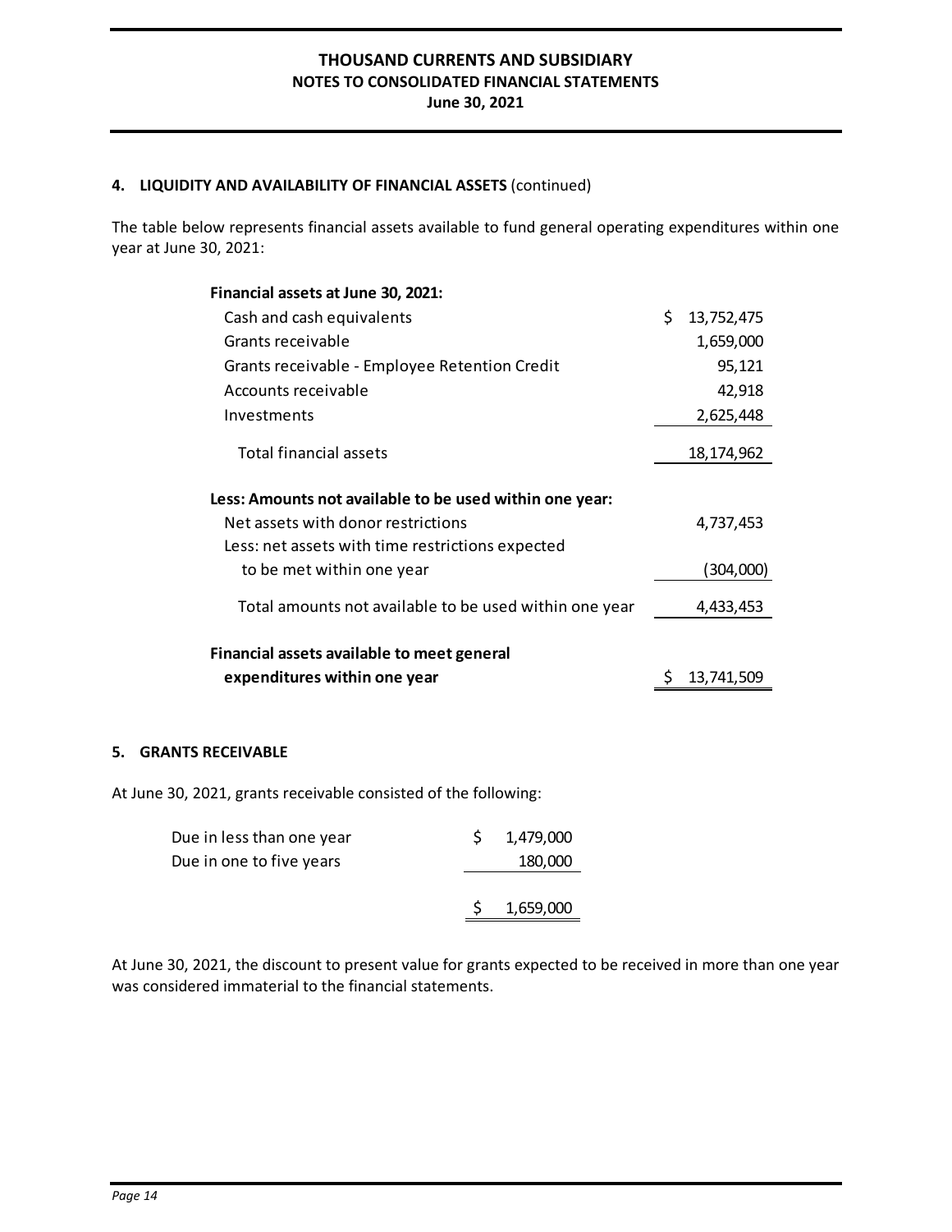## 4. LIQUIDITY AND AVAILABILITY OF FINANCIAL ASSETS (continued)

The table below represents financial assets available to fund general operating expenditures within one year at June 30, 2021:

| | |
|---|---|
| **Financial assets at June 30, 2021:** | |
| Cash and cash equivalents | $ 13,752,475 |
| Grants receivable | 1,659,000 |
| Grants receivable - Employee Retention Credit | 95,121 |
| Accounts receivable | 42,918 |
| Investments | 2,625,448 |
| Total financial assets | 18,174,962 |
| **Less: Amounts not available to be used within one year:** | |
| Net assets with donor restrictions | 4,737,453 |
| Less: net assets with time restrictions expected to be met within one year | (304,000) |
| Total amounts not available to be used within one year | 4,433,453 |
| **Financial assets available to meet general expenditures within one year** | $ 13,741,509 |

## 5. GRANTS RECEIVABLE

At June 30, 2021, grants receivable consisted of the following:

| | |
|---|---|
| Due in less than one year | $ 1,479,000 |
| Due in one to five years | 180,000 |
| | $ 1,659,000 |

At June 30, 2021, the discount to present value for grants expected to be received in more than one year was considered immaterial to the financial statements.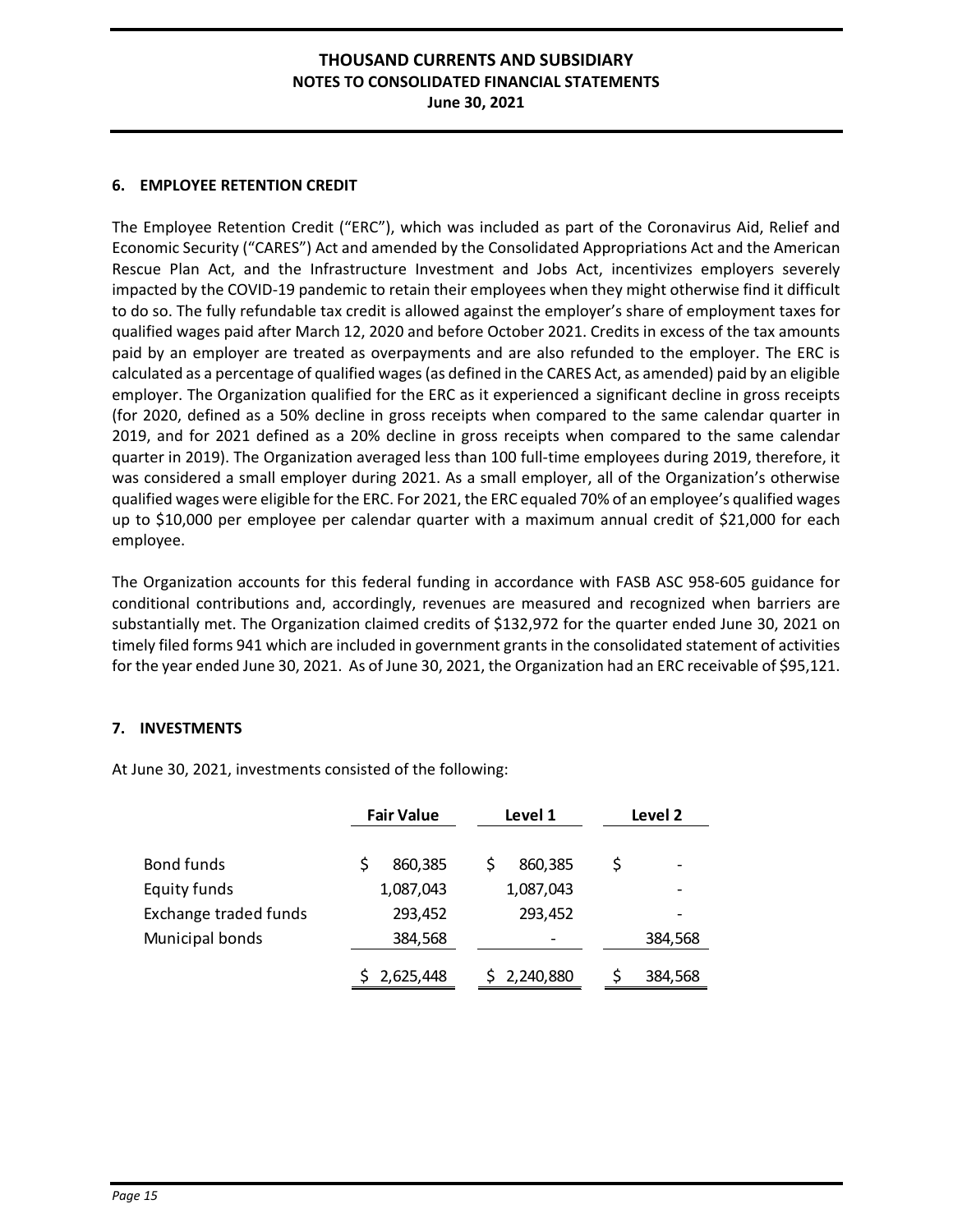## 6. EMPLOYEE RETENTION CREDIT

The Employee Retention Credit ("ERC"), which was included as part of the Coronavirus Aid, Relief and Economic Security ("CARES") Act and amended by the Consolidated Appropriations Act and the American Rescue Plan Act, and the Infrastructure Investment and Jobs Act, incentivizes employers severely impacted by the COVID-19 pandemic to retain their employees when they might otherwise find it difficult to do so. The fully refundable tax credit is allowed against the employer's share of employment taxes for qualified wages paid after March 12, 2020 and before October 2021. Credits in excess of the tax amounts paid by an employer are treated as overpayments and are also refunded to the employer. The ERC is calculated as a percentage of qualified wages (as defined in the CARES Act, as amended) paid by an eligible employer. The Organization qualified for the ERC as it experienced a significant decline in gross receipts (for 2020, defined as a 50% decline in gross receipts when compared to the same calendar quarter in 2019, and for 2021 defined as a 20% decline in gross receipts when compared to the same calendar quarter in 2019). The Organization averaged less than 100 full-time employees during 2019, therefore, it was considered a small employer during 2021. As a small employer, all of the Organization's otherwise qualified wages were eligible for the ERC. For 2021, the ERC equaled 70% of an employee's qualified wages up to $10,000 per employee per calendar quarter with a maximum annual credit of $21,000 for each employee.

The Organization accounts for this federal funding in accordance with FASB ASC 958-605 guidance for conditional contributions and, accordingly, revenues are measured and recognized when barriers are substantially met. The Organization claimed credits of $132,972 for the quarter ended June 30, 2021 on timely filed forms 941 which are included in government grants in the consolidated statement of activities for the year ended June 30, 2021. As of June 30, 2021, the Organization had an ERC receivable of $95,121.

## 7. INVESTMENTS

At June 30, 2021, investments consisted of the following:

| | Fair Value | Level 1 | Level 2 |
|---|---|---|---|
| Bond funds | $ 860,385 | $ 860,385 | $ - |
| Equity funds | 1,087,043 | 1,087,043 | - |
| Exchange traded funds | 293,452 | 293,452 | - |
| Municipal bonds | 384,568 | - | 384,568 |
| | $ 2,625,448 | $ 2,240,880 | $ 384,568 |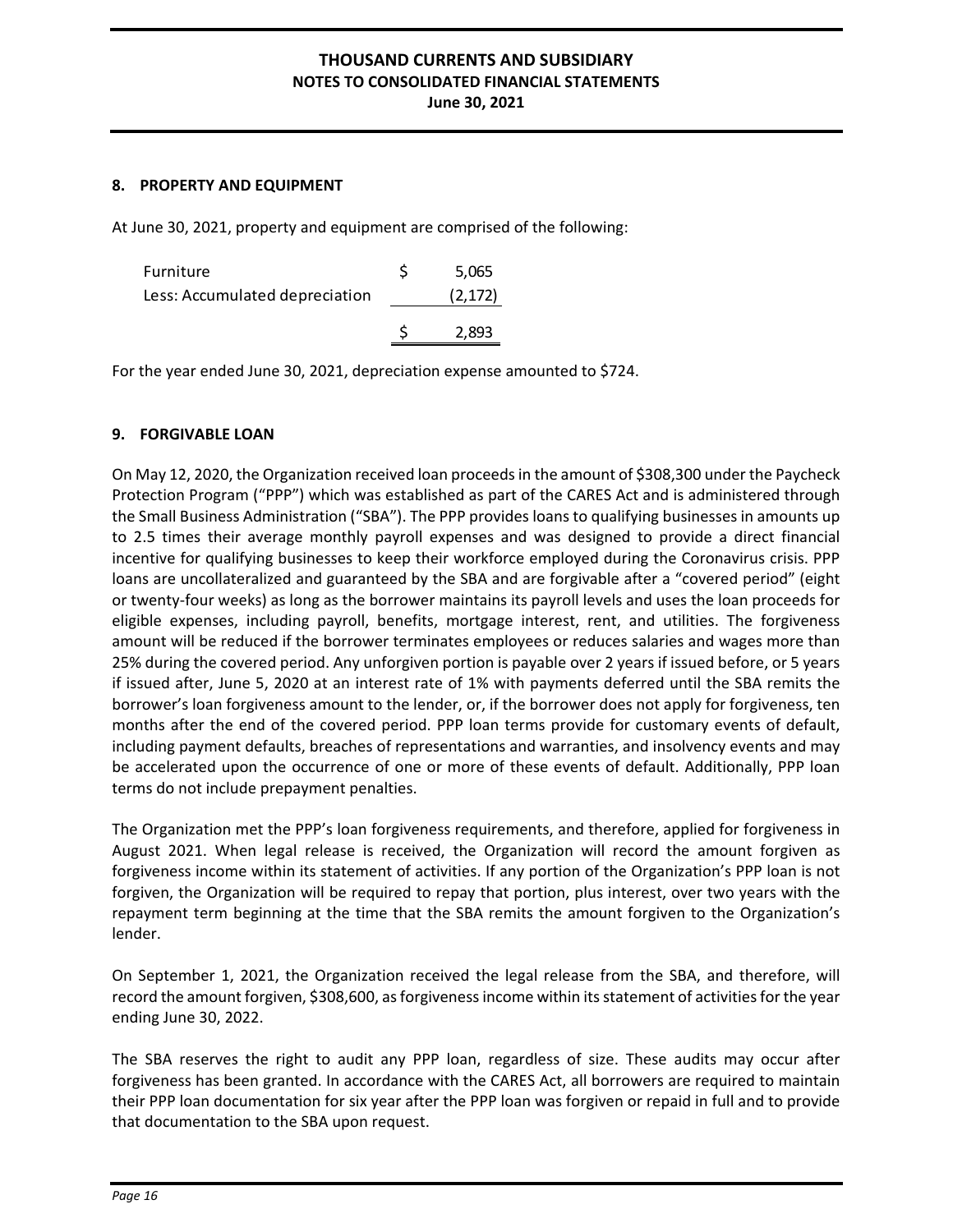**THOUSAND CURRENTS AND SUBSIDIARY**
**NOTES TO CONSOLIDATED FINANCIAL STATEMENTS**
**June 30, 2021**

## 8. PROPERTY AND EQUIPMENT

At June 30, 2021, property and equipment are comprised of the following:

| | |
|---|---|
| Furniture | $ 5,065 |
| Less: Accumulated depreciation | (2,172) |
| | $ 2,893 |

For the year ended June 30, 2021, depreciation expense amounted to $724.

## 9. FORGIVABLE LOAN

On May 12, 2020, the Organization received loan proceeds in the amount of $308,300 under the Paycheck Protection Program ("PPP") which was established as part of the CARES Act and is administered through the Small Business Administration ("SBA"). The PPP provides loans to qualifying businesses in amounts up to 2.5 times their average monthly payroll expenses and was designed to provide a direct financial incentive for qualifying businesses to keep their workforce employed during the Coronavirus crisis. PPP loans are uncollateralized and guaranteed by the SBA and are forgivable after a "covered period" (eight or twenty-four weeks) as long as the borrower maintains its payroll levels and uses the loan proceeds for eligible expenses, including payroll, benefits, mortgage interest, rent, and utilities. The forgiveness amount will be reduced if the borrower terminates employees or reduces salaries and wages more than 25% during the covered period. Any unforgiven portion is payable over 2 years if issued before, or 5 years if issued after, June 5, 2020 at an interest rate of 1% with payments deferred until the SBA remits the borrower's loan forgiveness amount to the lender, or, if the borrower does not apply for forgiveness, ten months after the end of the covered period. PPP loan terms provide for customary events of default, including payment defaults, breaches of representations and warranties, and insolvency events and may be accelerated upon the occurrence of one or more of these events of default. Additionally, PPP loan terms do not include prepayment penalties.

The Organization met the PPP's loan forgiveness requirements, and therefore, applied for forgiveness in August 2021. When legal release is received, the Organization will record the amount forgiven as forgiveness income within its statement of activities. If any portion of the Organization's PPP loan is not forgiven, the Organization will be required to repay that portion, plus interest, over two years with the repayment term beginning at the time that the SBA remits the amount forgiven to the Organization's lender.

On September 1, 2021, the Organization received the legal release from the SBA, and therefore, will record the amount forgiven, $308,600, as forgiveness income within its statement of activities for the year ending June 30, 2022.

The SBA reserves the right to audit any PPP loan, regardless of size. These audits may occur after forgiveness has been granted. In accordance with the CARES Act, all borrowers are required to maintain their PPP loan documentation for six year after the PPP loan was forgiven or repaid in full and to provide that documentation to the SBA upon request.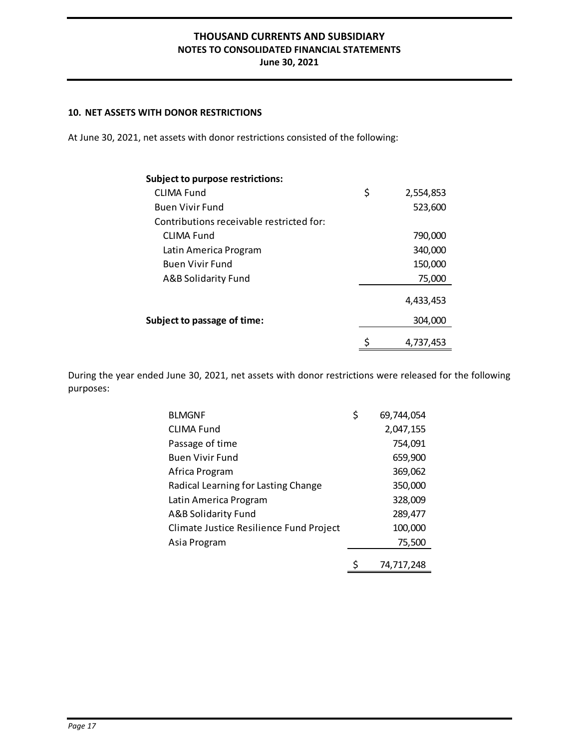**THOUSAND CURRENTS AND SUBSIDIARY**
**NOTES TO CONSOLIDATED FINANCIAL STATEMENTS**
**June 30, 2021**

## 10. NET ASSETS WITH DONOR RESTRICTIONS

At June 30, 2021, net assets with donor restrictions consisted of the following:

| | |
|---|---|
| **Subject to purpose restrictions:** | |
| CLIMA Fund | $ 2,554,853 |
| Buen Vivir Fund | 523,600 |
| Contributions receivable restricted for: | |
| CLIMA Fund | 790,000 |
| Latin America Program | 340,000 |
| Buen Vivir Fund | 150,000 |
| A&B Solidarity Fund | 75,000 |
| | 4,433,453 |
| **Subject to passage of time:** | 304,000 |
| | $ 4,737,453 |

During the year ended June 30, 2021, net assets with donor restrictions were released for the following purposes:

| | |
|---|---|
| BLMGNF | $ 69,744,054 |
| CLIMA Fund | 2,047,155 |
| Passage of time | 754,091 |
| Buen Vivir Fund | 659,900 |
| Africa Program | 369,062 |
| Radical Learning for Lasting Change | 350,000 |
| Latin America Program | 328,009 |
| A&B Solidarity Fund | 289,477 |
| Climate Justice Resilience Fund Project | 100,000 |
| Asia Program | 75,500 |
| | $ 74,717,248 |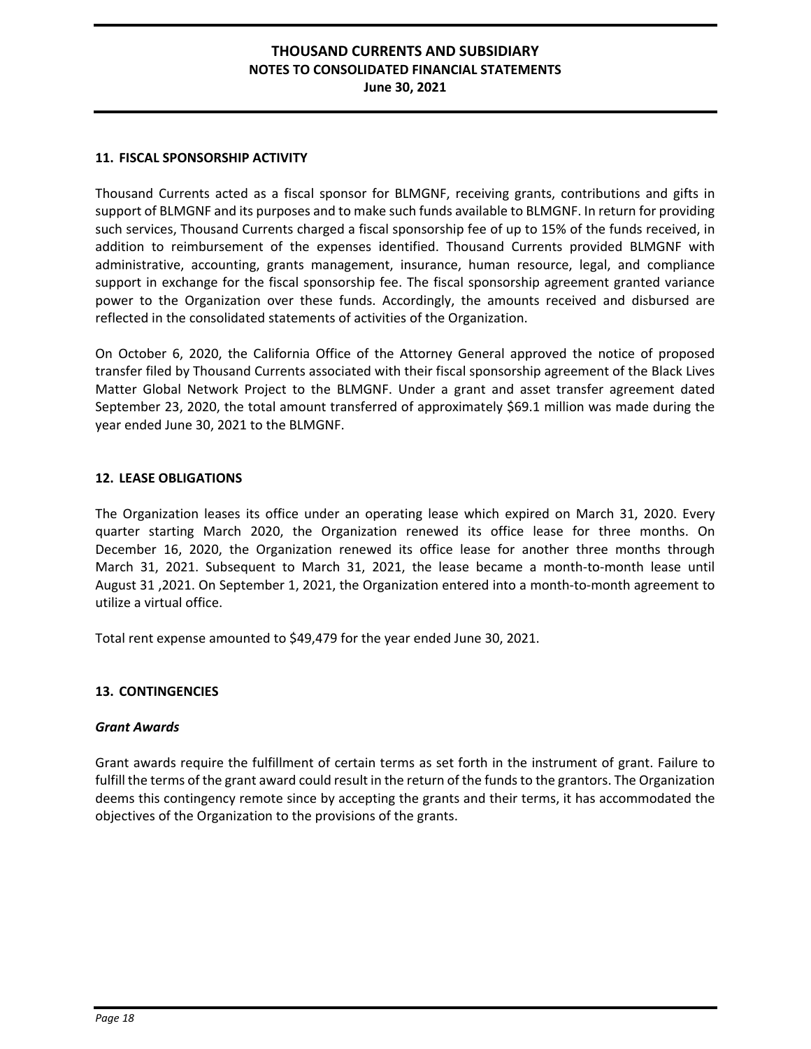## 11. FISCAL SPONSORSHIP ACTIVITY

Thousand Currents acted as a fiscal sponsor for BLMGNF, receiving grants, contributions and gifts in support of BLMGNF and its purposes and to make such funds available to BLMGNF. In return for providing such services, Thousand Currents charged a fiscal sponsorship fee of up to 15% of the funds received, in addition to reimbursement of the expenses identified. Thousand Currents provided BLMGNF with administrative, accounting, grants management, insurance, human resource, legal, and compliance support in exchange for the fiscal sponsorship fee. The fiscal sponsorship agreement granted variance power to the Organization over these funds. Accordingly, the amounts received and disbursed are reflected in the consolidated statements of activities of the Organization.

On October 6, 2020, the California Office of the Attorney General approved the notice of proposed transfer filed by Thousand Currents associated with their fiscal sponsorship agreement of the Black Lives Matter Global Network Project to the BLMGNF. Under a grant and asset transfer agreement dated September 23, 2020, the total amount transferred of approximately $69.1 million was made during the year ended June 30, 2021 to the BLMGNF.

## 12. LEASE OBLIGATIONS

The Organization leases its office under an operating lease which expired on March 31, 2020. Every quarter starting March 2020, the Organization renewed its office lease for three months. On December 16, 2020, the Organization renewed its office lease for another three months through March 31, 2021. Subsequent to March 31, 2021, the lease became a month-to-month lease until August 31 ,2021. On September 1, 2021, the Organization entered into a month-to-month agreement to utilize a virtual office.

Total rent expense amounted to $49,479 for the year ended June 30, 2021.

## 13. CONTINGENCIES

### *Grant Awards*

Grant awards require the fulfillment of certain terms as set forth in the instrument of grant. Failure to fulfill the terms of the grant award could result in the return of the funds to the grantors. The Organization deems this contingency remote since by accepting the grants and their terms, it has accommodated the objectives of the Organization to the provisions of the grants.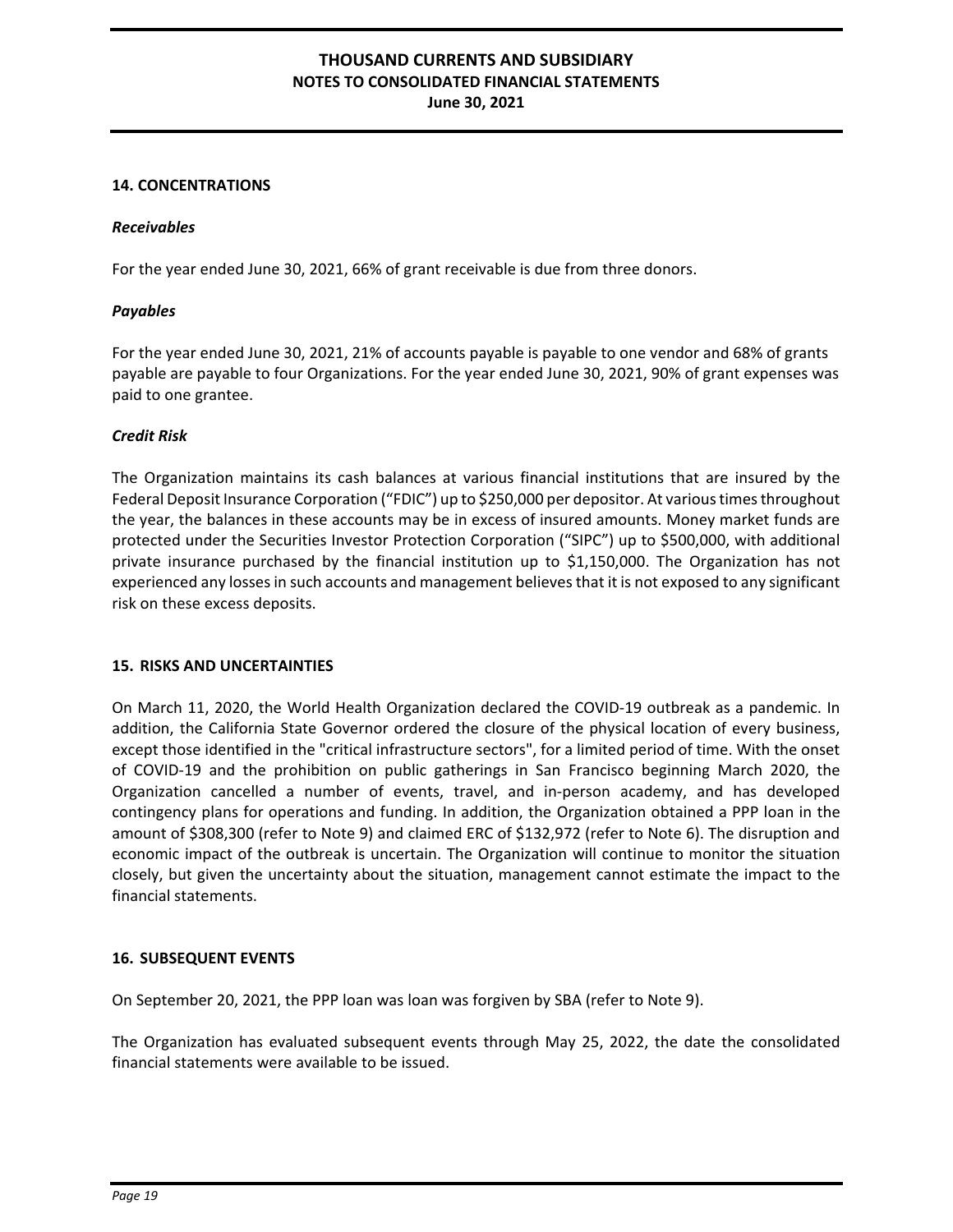## 14. CONCENTRATIONS

### *Receivables*

For the year ended June 30, 2021, 66% of grant receivable is due from three donors.

### *Payables*

For the year ended June 30, 2021, 21% of accounts payable is payable to one vendor and 68% of grants payable are payable to four Organizations. For the year ended June 30, 2021, 90% of grant expenses was paid to one grantee.

### *Credit Risk*

The Organization maintains its cash balances at various financial institutions that are insured by the Federal Deposit Insurance Corporation ("FDIC") up to $250,000 per depositor. At various times throughout the year, the balances in these accounts may be in excess of insured amounts. Money market funds are protected under the Securities Investor Protection Corporation ("SIPC") up to $500,000, with additional private insurance purchased by the financial institution up to $1,150,000. The Organization has not experienced any losses in such accounts and management believes that it is not exposed to any significant risk on these excess deposits.

## 15. RISKS AND UNCERTAINTIES

On March 11, 2020, the World Health Organization declared the COVID-19 outbreak as a pandemic. In addition, the California State Governor ordered the closure of the physical location of every business, except those identified in the "critical infrastructure sectors", for a limited period of time. With the onset of COVID-19 and the prohibition on public gatherings in San Francisco beginning March 2020, the Organization cancelled a number of events, travel, and in-person academy, and has developed contingency plans for operations and funding. In addition, the Organization obtained a PPP loan in the amount of $308,300 (refer to Note 9) and claimed ERC of $132,972 (refer to Note 6). The disruption and economic impact of the outbreak is uncertain. The Organization will continue to monitor the situation closely, but given the uncertainty about the situation, management cannot estimate the impact to the financial statements.

## 16. SUBSEQUENT EVENTS

On September 20, 2021, the PPP loan was loan was forgiven by SBA (refer to Note 9).

The Organization has evaluated subsequent events through May 25, 2022, the date the consolidated financial statements were available to be issued.